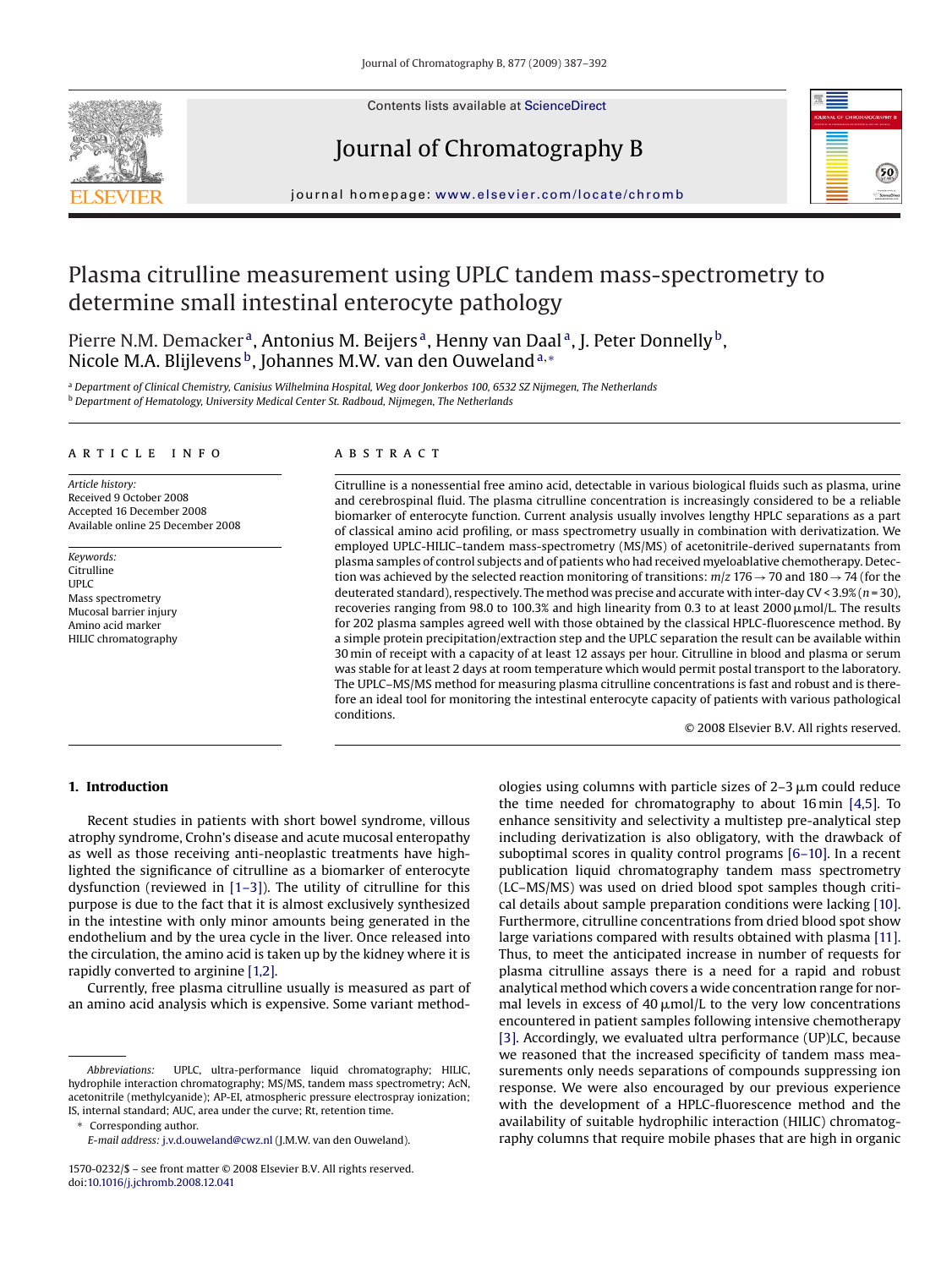Contents lists available at ScienceDirect

# Journal of Chromatography B

journal homepage: www.elsevier.com/locate/chromb

# Plasma citrulline measurement using UPLC tandem mass-spectrometry to determine small intestinal enterocyte pathology

Pierre N.M. Demacker [a], Antonius M. Beijers [a], Henny van Daal [a], J. Peter Donnelly [b], Nicole M.A. Blijlevens [b], Johannes M.W. van den Ouweland [a,*]

[a] Department of Clinical Chemistry, Canisius Wilhelmina Hospital, Weg door Jonkerbos 100, 6532 SZ Nijmegen, The Netherlands
[b] Department of Hematology, University Medical Center St. Radboud, Nijmegen, The Netherlands

## ARTICLE INFO

*Article history:*
Received 9 October 2008
Accepted 16 December 2008
Available online 25 December 2008

*Keywords:*
Citrulline
UPLC
Mass spectrometry
Mucosal barrier injury
Amino acid marker
HILIC chromatography

## ABSTRACT

Citrulline is a nonessential free amino acid, detectable in various biological fluids such as plasma, urine and cerebrospinal fluid. The plasma citrulline concentration is increasingly considered to be a reliable biomarker of enterocyte function. Current analysis usually involves lengthy HPLC separations as a part of classical amino acid profiling, or mass spectrometry usually in combination with derivatization. We employed UPLC-HILIC–tandem mass-spectrometry (MS/MS) of acetonitrile-derived supernatants from plasma samples of control subjects and of patients who had received myeloablative chemotherapy. Detection was achieved by the selected reaction monitoring of transitions: $m/z$ 176 → 70 and 180 → 74 (for the deuterated standard), respectively. The method was precise and accurate with inter-day CV < 3.9% ($n$ = 30), recoveries ranging from 98.0 to 100.3% and high linearity from 0.3 to at least 2000 μmol/L. The results for 202 plasma samples agreed well with those obtained by the classical HPLC-fluorescence method. By a simple protein precipitation/extraction step and the UPLC separation the result can be available within 30 min of receipt with a capacity of at least 12 assays per hour. Citrulline in blood and plasma or serum was stable for at least 2 days at room temperature which would permit postal transport to the laboratory. The UPLC–MS/MS method for measuring plasma citrulline concentrations is fast and robust and is therefore an ideal tool for monitoring the intestinal enterocyte capacity of patients with various pathological conditions.

© 2008 Elsevier B.V. All rights reserved.

## 1. Introduction

Recent studies in patients with short bowel syndrome, villous atrophy syndrome, Crohn's disease and acute mucosal enteropathy as well as those receiving anti-neoplastic treatments have highlighted the significance of citrulline as a biomarker of enterocyte dysfunction (reviewed in [1–3]). The utility of citrulline for this purpose is due to the fact that it is almost exclusively synthesized in the intestine with only minor amounts being generated in the endothelium and by the urea cycle in the liver. Once released into the circulation, the amino acid is taken up by the kidney where it is rapidly converted to arginine [1,2].

Currently, free plasma citrulline usually is measured as part of an amino acid analysis which is expensive. Some variant methodologies using columns with particle sizes of 2–3 μm could reduce the time needed for chromatography to about 16 min [4,5]. To enhance sensitivity and selectivity a multistep pre-analytical step including derivatization is also obligatory, with the drawback of suboptimal scores in quality control programs [6–10]. In a recent publication liquid chromatography tandem mass spectrometry (LC–MS/MS) was used on dried blood spot samples though critical details about sample preparation conditions were lacking [10]. Furthermore, citrulline concentrations from dried blood spot show large variations compared with results obtained with plasma [11]. Thus, to meet the anticipated increase in number of requests for plasma citrulline assays there is a need for a rapid and robust analytical method which covers a wide concentration range for normal levels in excess of 40 μmol/L to the very low concentrations encountered in patient samples following intensive chemotherapy [3]. Accordingly, we evaluated ultra performance (UP)LC, because we reasoned that the increased specificity of tandem mass measurements only needs separations of compounds suppressing ion response. We were also encouraged by our previous experience with the development of a HPLC-fluorescence method and the availability of suitable hydrophilic interaction (HILIC) chromatography columns that require mobile phases that are high in organic

*Abbreviations:* UPLC, ultra-performance liquid chromatography; HILIC, hydrophile interaction chromatography; MS/MS, tandem mass spectrometry; AcN, acetonitrile (methylcyanide); AP-EI, atmospheric pressure electrospray ionization; IS, internal standard; AUC, area under the curve; Rt, retention time.

\* Corresponding author.
E-mail address: j.v.d.ouweland@cwz.nl (J.M.W. van den Ouweland).

1570-0232/$ – see front matter © 2008 Elsevier B.V. All rights reserved.
doi:10.1016/j.jchromb.2008.12.041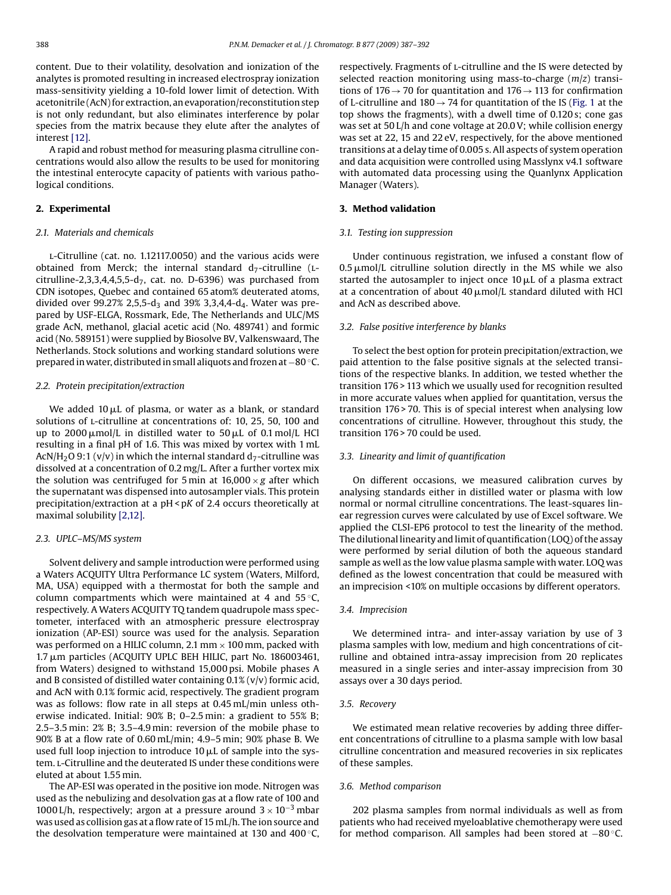content. Due to their volatility, desolvation and ionization of the analytes is promoted resulting in increased electrospray ionization mass-sensitivity yielding a 10-fold lower limit of detection. With acetonitrile (AcN) for extraction, an evaporation/reconstitution step is not only redundant, but also eliminates interference by polar species from the matrix because they elute after the analytes of interest [12].

A rapid and robust method for measuring plasma citrulline concentrations would also allow the results to be used for monitoring the intestinal enterocyte capacity of patients with various pathological conditions.

## 2. Experimental

### 2.1. Materials and chemicals

L-Citrulline (cat. no. 1.12117.0050) and the various acids were obtained from Merck; the internal standard $d_7$-citrulline (L-citrulline-2,3,3,4,4,5,5-$d_7$, cat. no. D-6396) was purchased from CDN isotopes, Quebec and contained 65 atom% deuterated atoms, divided over 99.27% 2,5,5-$d_3$ and 39% 3,3,4,4-$d_4$. Water was prepared by USF-ELGA, Rossmark, Ede, The Netherlands and ULC/MS grade AcN, methanol, glacial acetic acid (No. 489741) and formic acid (No. 589151) were supplied by Biosolve BV, Valkenswaard, The Netherlands. Stock solutions and working standard solutions were prepared in water, distributed in small aliquots and frozen at −80 °C.

### 2.2. Protein precipitation/extraction

We added 10 μL of plasma, or water as a blank, or standard solutions of L-citrulline at concentrations of: 10, 25, 50, 100 and up to 2000 μmol/L in distilled water to 50 μL of 0.1 mol/L HCl resulting in a final pH of 1.6. This was mixed by vortex with 1 mL AcN/$H_2O$ 9:1 (v/v) in which the internal standard $d_7$-citrulline was dissolved at a concentration of 0.2 mg/L. After a further vortex mix the solution was centrifuged for 5 min at 16,000 × *g* after which the supernatant was dispensed into autosampler vials. This protein precipitation/extraction at a pH < p*K* of 2.4 occurs theoretically at maximal solubility [2,12].

### 2.3. UPLC–MS/MS system

Solvent delivery and sample introduction were performed using a Waters ACQUITY Ultra Performance LC system (Waters, Milford, MA, USA) equipped with a thermostat for both the sample and column compartments which were maintained at 4 and 55 °C, respectively. A Waters ACQUITY TQ tandem quadrupole mass spectometer, interfaced with an atmospheric pressure electrospray ionization (AP-ESI) source was used for the analysis. Separation was performed on a HILIC column, 2.1 mm × 100 mm, packed with 1.7 μm particles (ACQUITY UPLC BEH HILIC, part No. 186003461, from Waters) designed to withstand 15,000 psi. Mobile phases A and B consisted of distilled water containing 0.1% (v/v) formic acid, and AcN with 0.1% formic acid, respectively. The gradient program was as follows: flow rate in all steps at 0.45 mL/min unless otherwise indicated. Initial: 90% B; 0–2.5 min: a gradient to 55% B; 2.5–3.5 min: 2% B; 3.5–4.9 min: reversion of the mobile phase to 90% B at a flow rate of 0.60 mL/min; 4.9–5 min; 90% phase B. We used full loop injection to introduce 10 μL of sample into the system. L-Citrulline and the deuterated IS under these conditions were eluted at about 1.55 min.

The AP-ESI was operated in the positive ion mode. Nitrogen was used as the nebulizing and desolvation gas at a flow rate of 100 and 1000 L/h, respectively; argon at a pressure around $3 \times 10^{-3}$ mbar was used as collision gas at a flow rate of 15 mL/h. The ion source and the desolvation temperature were maintained at 130 and 400 °C, respectively. Fragments of L-citrulline and the IS were detected by selected reaction monitoring using mass-to-charge (*m*/*z*) transitions of 176 → 70 for quantitation and 176 → 113 for confirmation of L-citrulline and 180 → 74 for quantitation of the IS (Fig. 1 at the top shows the fragments), with a dwell time of 0.120 s; cone gas was set at 50 L/h and cone voltage at 20.0 V; while collision energy was set at 22, 15 and 22 eV, respectively, for the above mentioned transitions at a delay time of 0.005 s. All aspects of system operation and data acquisition were controlled using Masslynx v4.1 software with automated data processing using the Quanlynx Application Manager (Waters).

## 3. Method validation

### 3.1. Testing ion suppression

Under continuous registration, we infused a constant flow of 0.5 μmol/L citrulline solution directly in the MS while we also started the autosampler to inject once 10 μL of a plasma extract at a concentration of about 40 μmol/L standard diluted with HCl and AcN as described above.

### 3.2. False positive interference by blanks

To select the best option for protein precipitation/extraction, we paid attention to the false positive signals at the selected transitions of the respective blanks. In addition, we tested whether the transition 176 > 113 which we usually used for recognition resulted in more accurate values when applied for quantitation, versus the transition 176 > 70. This is of special interest when analysing low concentrations of citrulline. However, throughout this study, the transition 176 > 70 could be used.

### 3.3. Linearity and limit of quantification

On different occasions, we measured calibration curves by analysing standards either in distilled water or plasma with low normal or normal citrulline concentrations. The least-squares linear regression curves were calculated by use of Excel software. We applied the CLSI-EP6 protocol to test the linearity of the method. The dilutional linearity and limit of quantification (LOQ) of the assay were performed by serial dilution of both the aqueous standard sample as well as the low value plasma sample with water. LOQ was defined as the lowest concentration that could be measured with an imprecision <10% on multiple occasions by different operators.

### 3.4. Imprecision

We determined intra- and inter-assay variation by use of 3 plasma samples with low, medium and high concentrations of citrulline and obtained intra-assay imprecision from 20 replicates measured in a single series and inter-assay imprecision from 30 assays over a 30 days period.

### 3.5. Recovery

We estimated mean relative recoveries by adding three different concentrations of citrulline to a plasma sample with low basal citrulline concentration and measured recoveries in six replicates of these samples.

### 3.6. Method comparison

202 plasma samples from normal individuals as well as from patients who had received myeloablative chemotherapy were used for method comparison. All samples had been stored at −80 °C.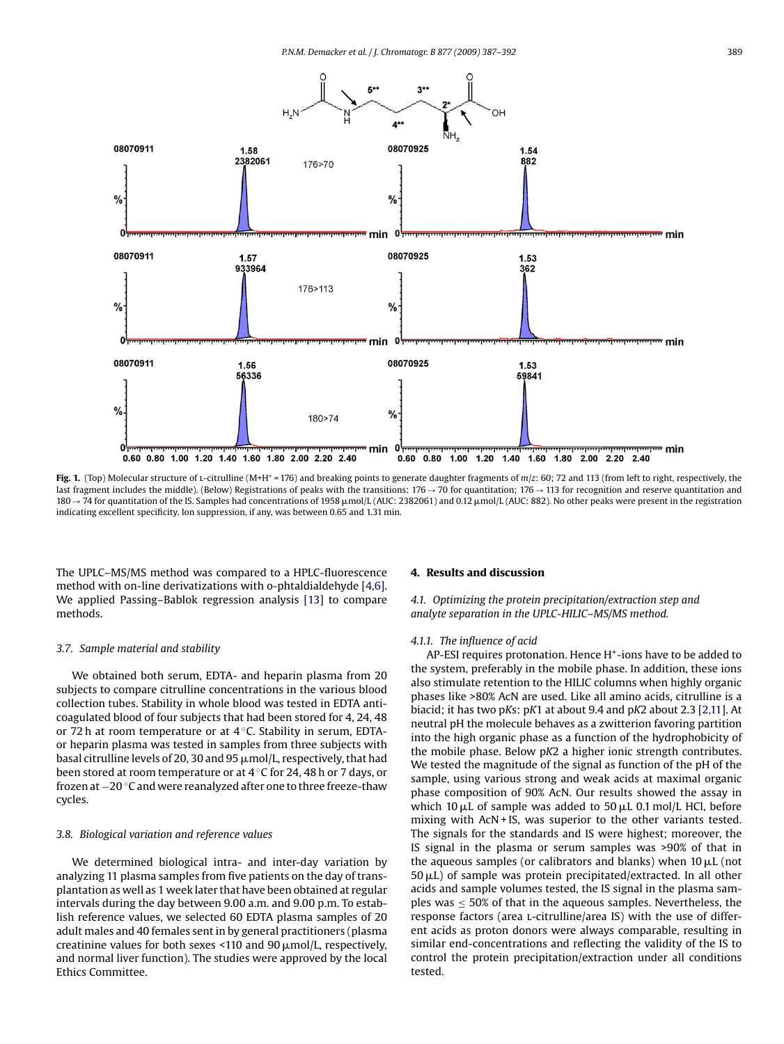**Fig. 1.** (Top) Molecular structure of L-citrulline (M+H⁺ = 176) and breaking points to generate daughter fragments of *m*/*z*: 60; 72 and 113 (from left to right, respectively, the last fragment includes the middle). (Below) Registrations of peaks with the transitions: 176 → 70 for quantitation; 176 → 113 for recognition and reserve quantitation and 180 → 74 for quantitation of the IS. Samples had concentrations of 1958 μmol/L (AUC: 2382061) and 0.12 μmol/L (AUC: 882). No other peaks were present in the registration indicating excellent specificity. Ion suppression, if any, was between 0.65 and 1.31 min.

The UPLC–MS/MS method was compared to a HPLC-fluorescence method with on-line derivatizations with o-phtaldialdehyde [4,6]. We applied Passing–Bablok regression analysis [13] to compare methods.

### 3.7. Sample material and stability

We obtained both serum, EDTA- and heparin plasma from 20 subjects to compare citrulline concentrations in the various blood collection tubes. Stability in whole blood was tested in EDTA anticoagulated blood of four subjects that had been stored for 4, 24, 48 or 72 h at room temperature or at 4 °C. Stability in serum, EDTA- or heparin plasma was tested in samples from three subjects with basal citrulline levels of 20, 30 and 95 μmol/L, respectively, that had been stored at room temperature or at 4 °C for 24, 48 h or 7 days, or frozen at −20 °C and were reanalyzed after one to three freeze-thaw cycles.

### 3.8. Biological variation and reference values

We determined biological intra- and inter-day variation by analyzing 11 plasma samples from five patients on the day of transplantation as well as 1 week later that have been obtained at regular intervals during the day between 9.00 a.m. and 9.00 p.m. To establish reference values, we selected 60 EDTA plasma samples of 20 adult males and 40 females sent in by general practitioners (plasma creatinine values for both sexes <110 and 90 μmol/L, respectively, and normal liver function). The studies were approved by the local Ethics Committee.

## 4. Results and discussion

### 4.1. Optimizing the protein precipitation/extraction step and analyte separation in the UPLC–HILIC–MS/MS method.

#### 4.1.1. The influence of acid

AP-ESI requires protonation. Hence $H^+$-ions have to be added to the system, preferably in the mobile phase. In addition, these ions also stimulate retention to the HILIC columns when highly organic phases like >80% AcN are used. Like all amino acids, citrulline is a biacid; it has two p*K*s: p*K*1 at about 9.4 and p*K*2 about 2.3 [2,11]. At neutral pH the molecule behaves as a zwitterion favoring partition into the high organic phase as a function of the hydrophobicity of the mobile phase. Below p*K*2 a higher ionic strength contributes. We tested the magnitude of the signal as function of the pH of the sample, using various strong and weak acids at maximal organic phase composition of 90% AcN. Our results showed the assay in which 10 μL of sample was added to 50 μL 0.1 mol/L HCl, before mixing with AcN + IS, was superior to the other variants tested. The signals for the standards and IS were highest; moreover, the IS signal in the plasma or serum samples was >90% of that in the aqueous samples (or calibrators and blanks) when 10 μL (not 50 μL) of sample was protein precipitated/extracted. In all other acids and sample volumes tested, the IS signal in the plasma samples was ≤ 50% of that in the aqueous samples. Nevertheless, the response factors (area L-citrulline/area IS) with the use of different acids as proton donors were always comparable, resulting in similar end-concentrations and reflecting the validity of the IS to control the protein precipitation/extraction under all conditions tested.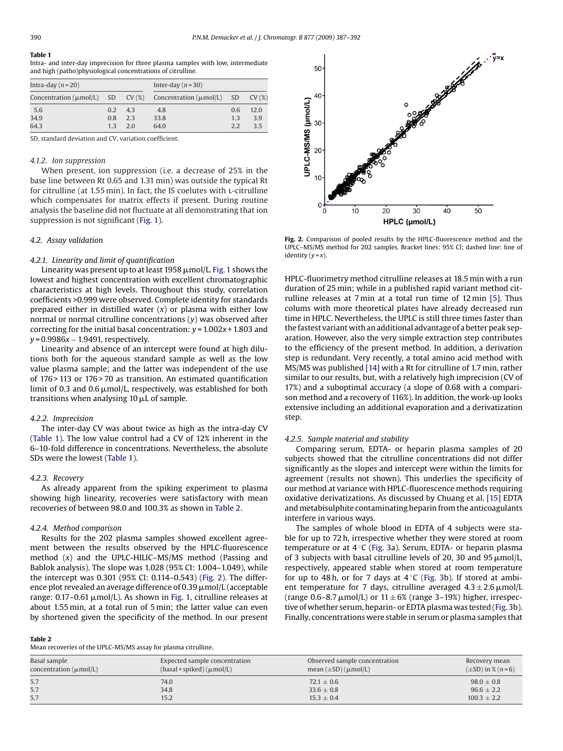**Table 1**
Intra- and inter-day imprecision for three plasma samples with low, intermediate and high (patho)physiological concentrations of citrulline.

| Intra-day ($n=20$) | | | Inter-day ($n=30$) | | |
|---|---|---|---|---|---|
| Concentration (μmol/L) | SD | CV (%) | Concentration (μmol/L) | SD | CV (%) |
| 5.6 | 0.2 | 4.3 | 4.8 | 0.6 | 12.0 |
| 34.9 | 0.8 | 2.3 | 33.8 | 1.3 | 3.9 |
| 64.3 | 1.3 | 2.0 | 64.0 | 2.2 | 3.5 |

SD, standard deviation and CV, variation coefficient.

#### 4.1.2. Ion suppression

When present, ion suppression (i.e. a decrease of 25% in the base line between Rt 0.65 and 1.31 min) was outside the typical Rt for citrulline (at 1.55 min). In fact, the IS coelutes with L-citrulline which compensates for matrix effects if present. During routine analysis the baseline did not fluctuate at all demonstrating that ion suppression is not significant (Fig. 1).

### 4.2. Assay validation

#### 4.2.1. Linearity and limit of quantification

Linearity was present up to at least 1958 μmol/L. Fig. 1 shows the lowest and highest concentration with excellent chromatographic characteristics at high levels. Throughout this study, correlation coefficients >0.999 were observed. Complete identity for standards prepared either in distilled water ($x$) or plasma with either low normal or normal citrulline concentrations ($y$) was observed after correcting for the initial basal concentration: $y = 1.002x + 1.803$ and $y = 0.9986x - 1.9491$, respectively.

Linearity and absence of an intercept were found at high dilutions both for the aqueous standard sample as well as the low value plasma sample; and the latter was independent of the use of 176 > 113 or 176 > 70 as transition. An estimated quantification limit of 0.3 and 0.6 μmol/L, respectively, was established for both transitions when analysing 10 μL of sample.

#### 4.2.2. Imprecision

The inter-day CV was about twice as high as the intra-day CV (Table 1). The low value control had a CV of 12% inherent in the 6–10-fold difference in concentrations. Nevertheless, the absolute SDs were the lowest (Table 1).

#### 4.2.3. Recovery

As already apparent from the spiking experiment to plasma showing high linearity, recoveries were satisfactory with mean recoveries of between 98.0 and 100.3% as shown in Table 2.

#### 4.2.4. Method comparison

Results for the 202 plasma samples showed excellent agreement between the results observed by the HPLC-fluorescence method ($x$) and the UPLC-HILIC–MS/MS method (Passing and Bablok analysis). The slope was 1.028 (95% CI: 1.004–1.049), while the intercept was 0.301 (95% CI: 0.114–0.543) (Fig. 2). The difference plot revealed an average difference of 0.39 μmol/L (acceptable range: 0.17–0.61 μmol/L). As shown in Fig. 1, citrulline releases at about 1.55 min, at a total run of 5 min; the latter value can even by shortened given the specificity of the method. In our present HPLC-fluorimetry method citrulline releases at 18.5 min with a run duration of 25 min; while in a published rapid variant method citrulline releases at 7 min at a total run time of 12 min [5]. Thus columns with more theoretical plates have already decreased run time in HPLC. Nevertheless, the UPLC is still three times faster than the fastest variant with an additional advantage of a better peak separation. However, also the very simple extraction step contributes to the efficiency of the present method. In addition, a derivation step is redundant. Very recently, a total amino acid method with MS/MS was published [14] with a Rt for citrulline of 1.7 min, rather similar to our results, but, with a relatively high imprecision (CV of 17%) and a suboptimal accuracy (a slope of 0.68 with a comparison method and a recovery of 116%). In addition, the work-up looks extensive including an additional evaporation and a derivatization step.

**Fig. 2.** Comparison of pooled results by the HPLC-fluorescence method and the UPLC–MS/MS method for 202 samples. Bracket lines: 95% CI; dashed line: line of identity ($y = x$).

#### 4.2.5. Sample material and stability

Comparing serum, EDTA- or heparin plasma samples of 20 subjects showed that the citrulline concentrations did not differ significantly as the slopes and intercept were within the limits for agreement (results not shown). This underlies the specificity of our method at variance with HPLC-fluorescence methods requiring oxidative derivatizations. As discussed by Chuang et al. [15] EDTA and metabisulphite contaminating heparin from the anticoagulants interfere in various ways.

The samples of whole blood in EDTA of 4 subjects were stable for up to 72 h, irrespective whether they were stored at room temperature or at 4 °C (Fig. 3a). Serum, EDTA- or heparin plasma of 3 subjects with basal citrulline levels of 20, 30 and 95 μmol/L, respectively, appeared stable when stored at room temperature for up to 48 h, or for 7 days at 4 °C (Fig. 3b). If stored at ambient temperature for 7 days, citrulline averaged 4.3 ± 2.6 μmol/L (range 0.6–8.7 μmol/L) or 11 ± 6% (range 3–19%) higher, irrespective of whether serum, heparin- or EDTA plasma was tested (Fig. 3b). Finally, concentrations were stable in serum or plasma samples that

**Table 2**
Mean recoveries of the UPLC-MS/MS assay for plasma citrulline.

| Basal sample concentration (μmol/L) | Expected sample concentration (basal + spiked) (μmol/L) | Observed sample concentration mean (±SD) (μmol/L) | Recovery mean (±SD) in % ($n=6$) |
|---|---|---|---|
| 5.7 | 74.0 | 72.1 ± 0.6 | 98.0 ± 0.8 |
| 5.7 | 34.8 | 33.6 ± 0.8 | 96.6 ± 2.2 |
| 5.7 | 15.2 | 15.3 ± 0.4 | 100.3 ± 2.2 |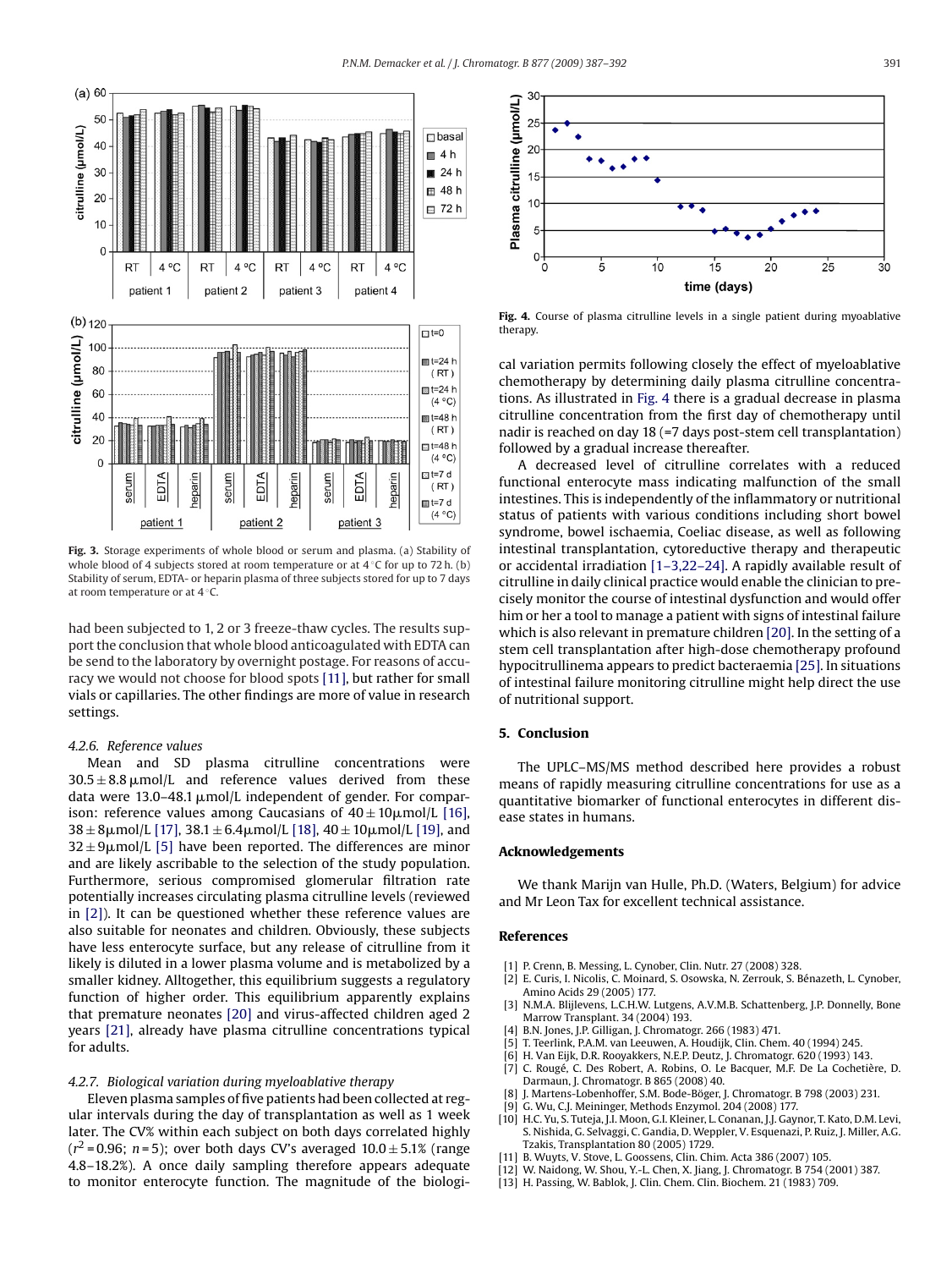Fig. 3. Storage experiments of whole blood or serum and plasma. (a) Stability of whole blood of 4 subjects stored at room temperature or at 4 °C for up to 72 h. (b) Stability of serum, EDTA- or heparin plasma of three subjects stored for up to 7 days at room temperature or at 4 °C.

Fig. 4. Course of plasma citrulline levels in a single patient during myoablative therapy.

had been subjected to 1, 2 or 3 freeze-thaw cycles. The results support the conclusion that whole blood anticoagulated with EDTA can be send to the laboratory by overnight postage. For reasons of accuracy we would not choose for blood spots [11], but rather for small vials or capillaries. The other findings are more of value in research settings.

#### 4.2.6. Reference values

Mean and SD plasma citrulline concentrations were $30.5 \pm 8.8$ μmol/L and reference values derived from these data were 13.0–48.1 μmol/L independent of gender. For comparison: reference values among Caucasians of $40 \pm 10$ μmol/L [16], $38 \pm 8$ μmol/L [17], $38.1 \pm 6.4$ μmol/L [18], $40 \pm 10$ μmol/L [19], and $32 \pm 9$ μmol/L [5] have been reported. The differences are minor and are likely ascribable to the selection of the study population. Furthermore, serious compromised glomerular filtration rate potentially increases circulating plasma citrulline levels (reviewed in [2]). It can be questioned whether these reference values are also suitable for neonates and children. Obviously, these subjects have less enterocyte surface, but any release of citrulline from it likely is diluted in a lower plasma volume and is metabolized by a smaller kidney. Alltogether, this equilibrium suggests a regulatory function of higher order. This equilibrium apparently explains that premature neonates [20] and virus-affected children aged 2 years [21], already have plasma citrulline concentrations typical for adults.

#### 4.2.7. Biological variation during myeloablative therapy

Eleven plasma samples of five patients had been collected at regular intervals during the day of transplantation as well as 1 week later. The CV% within each subject on both days correlated highly ($r^2 = 0.96$; $n = 5$); over both days CV's averaged $10.0 \pm 5.1\%$ (range 4.8–18.2%). A once daily sampling therefore appears adequate to monitor enterocyte function. The magnitude of the biological variation permits following closely the effect of myeloablative chemotherapy by determining daily plasma citrulline concentrations. As illustrated in Fig. 4 there is a gradual decrease in plasma citrulline concentration from the first day of chemotherapy until nadir is reached on day 18 (=7 days post-stem cell transplantation) followed by a gradual increase thereafter.

A decreased level of citrulline correlates with a reduced functional enterocyte mass indicating malfunction of the small intestines. This is independently of the inflammatory or nutritional status of patients with various conditions including short bowel syndrome, bowel ischaemia, Coeliac disease, as well as following intestinal transplantation, cytoreductive therapy and therapeutic or accidental irradiation [1–3,22–24]. A rapidly available result of citrulline in daily clinical practice would enable the clinician to precisely monitor the course of intestinal dysfunction and would offer him or her a tool to manage a patient with signs of intestinal failure which is also relevant in premature children [20]. In the setting of a stem cell transplantation after high-dose chemotherapy profound hypocitrullinema appears to predict bacteraemia [25]. In situations of intestinal failure monitoring citrulline might help direct the use of nutritional support.

## 5. Conclusion

The UPLC–MS/MS method described here provides a robust means of rapidly measuring citrulline concentrations for use as a quantitative biomarker of functional enterocytes in different disease states in humans.

## Acknowledgements

We thank Marijn van Hulle, Ph.D. (Waters, Belgium) for advice and Mr Leon Tax for excellent technical assistance.

## References

[1] P. Crenn, B. Messing, L. Cynober, Clin. Nutr. 27 (2008) 328.
[2] E. Curis, I. Nicolis, C. Moinard, S. Osowska, N. Zerrouk, S. Bénazeth, L. Cynober, Amino Acids 29 (2005) 177.
[3] N.M.A. Blijlevens, L.C.H.W. Lutgens, A.V.M.B. Schattenberg, J.P. Donnelly, Bone Marrow Transplant. 34 (2004) 193.
[4] B.N. Jones, J.P. Gilligan, J. Chromatogr. 266 (1983) 471.
[5] T. Teerlink, P.A.M. van Leeuwen, A. Houdijk, Clin. Chem. 40 (1994) 245.
[6] H. Van Eijk, D.R. Rooyakkers, N.E.P. Deutz, J. Chromatogr. 620 (1993) 143.
[7] C. Rougé, C. Des Robert, A. Robins, O. Le Bacquer, M.F. De La Cochetière, D. Darmaun, J. Chromatogr. B 865 (2008) 40.
[8] J. Martens-Lobenhoffer, S.M. Bode-Böger, J. Chromatogr. B 798 (2003) 231.
[9] G. Wu, C.J. Meininger, Methods Enzymol. 204 (2008) 177.
[10] H.C. Yu, S. Tuteja, J.I. Moon, G.I. Kleiner, L. Conanan, J.J. Gaynor, T. Kato, D.M. Levi, S. Nishida, G. Selvaggi, C. Gandia, D. Weppler, V. Esquenazi, P. Ruiz, J. Miller, A.G. Tzakis, Transplantation 80 (2005) 1729.
[11] B. Wuyts, V. Stove, L. Goossens, Clin. Chim. Acta 386 (2007) 105.
[12] W. Naidong, W. Shou, Y.-L. Chen, X. Jiang, J. Chromatogr. B 754 (2001) 387.
[13] H. Passing, W. Bablok, J. Clin. Chem. Clin. Biochem. 21 (1983) 709.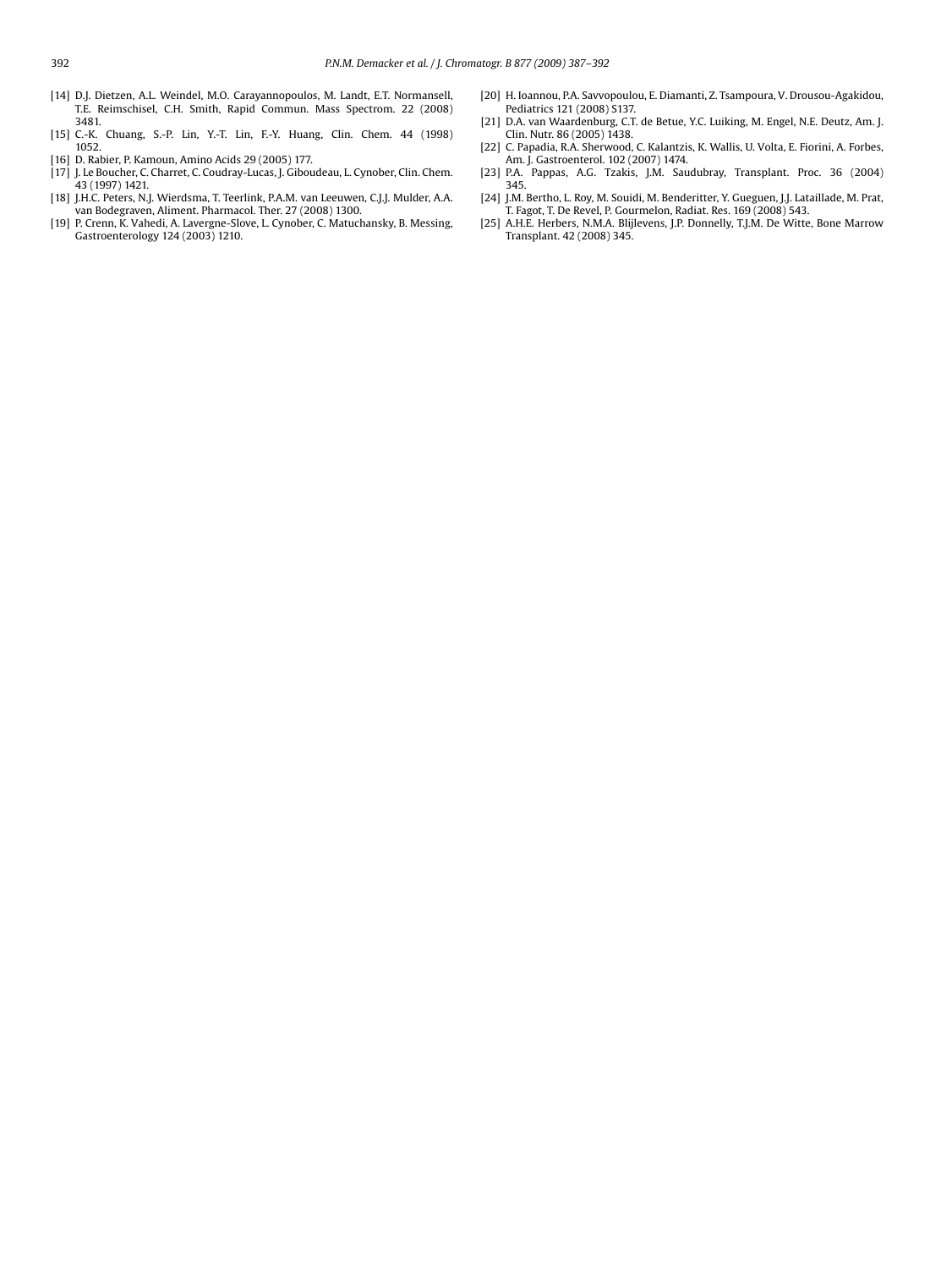[14] D.J. Dietzen, A.L. Weindel, M.O. Carayannopoulos, M. Landt, E.T. Normansell, T.E. Reimschisel, C.H. Smith, Rapid Commun. Mass Spectrom. 22 (2008) 3481.

[15] C.-K. Chuang, S.-P. Lin, Y.-T. Lin, F.-Y. Huang, Clin. Chem. 44 (1998) 1052.

[16] D. Rabier, P. Kamoun, Amino Acids 29 (2005) 177.

[17] J. Le Boucher, C. Charret, C. Coudray-Lucas, J. Giboudeau, L. Cynober, Clin. Chem. 43 (1997) 1421.

[18] J.H.C. Peters, N.J. Wierdsma, T. Teerlink, P.A.M. van Leeuwen, C.J.J. Mulder, A.A. van Bodegraven, Aliment. Pharmacol. Ther. 27 (2008) 1300.

[19] P. Crenn, K. Vahedi, A. Lavergne-Slove, L. Cynober, C. Matuchansky, B. Messing, Gastroenterology 124 (2003) 1210.

[20] H. Ioannou, P.A. Savvopoulou, E. Diamanti, Z. Tsampoura, V. Drousou-Agakidou, Pediatrics 121 (2008) S137.

[21] D.A. van Waardenburg, C.T. de Betue, Y.C. Luiking, M. Engel, N.E. Deutz, Am. J. Clin. Nutr. 86 (2005) 1438.

[22] C. Papadia, R.A. Sherwood, C. Kalantzis, K. Wallis, U. Volta, E. Fiorini, A. Forbes, Am. J. Gastroenterol. 102 (2007) 1474.

[23] P.A. Pappas, A.G. Tzakis, J.M. Saudubray, Transplant. Proc. 36 (2004) 345.

[24] J.M. Bertho, L. Roy, M. Souidi, M. Benderitter, Y. Gueguen, J.J. Lataillade, M. Prat, T. Fagot, T. De Revel, P. Gourmelon, Radiat. Res. 169 (2008) 543.

[25] A.H.E. Herbers, N.M.A. Blijlevens, J.P. Donnelly, T.J.M. De Witte, Bone Marrow Transplant. 42 (2008) 345.